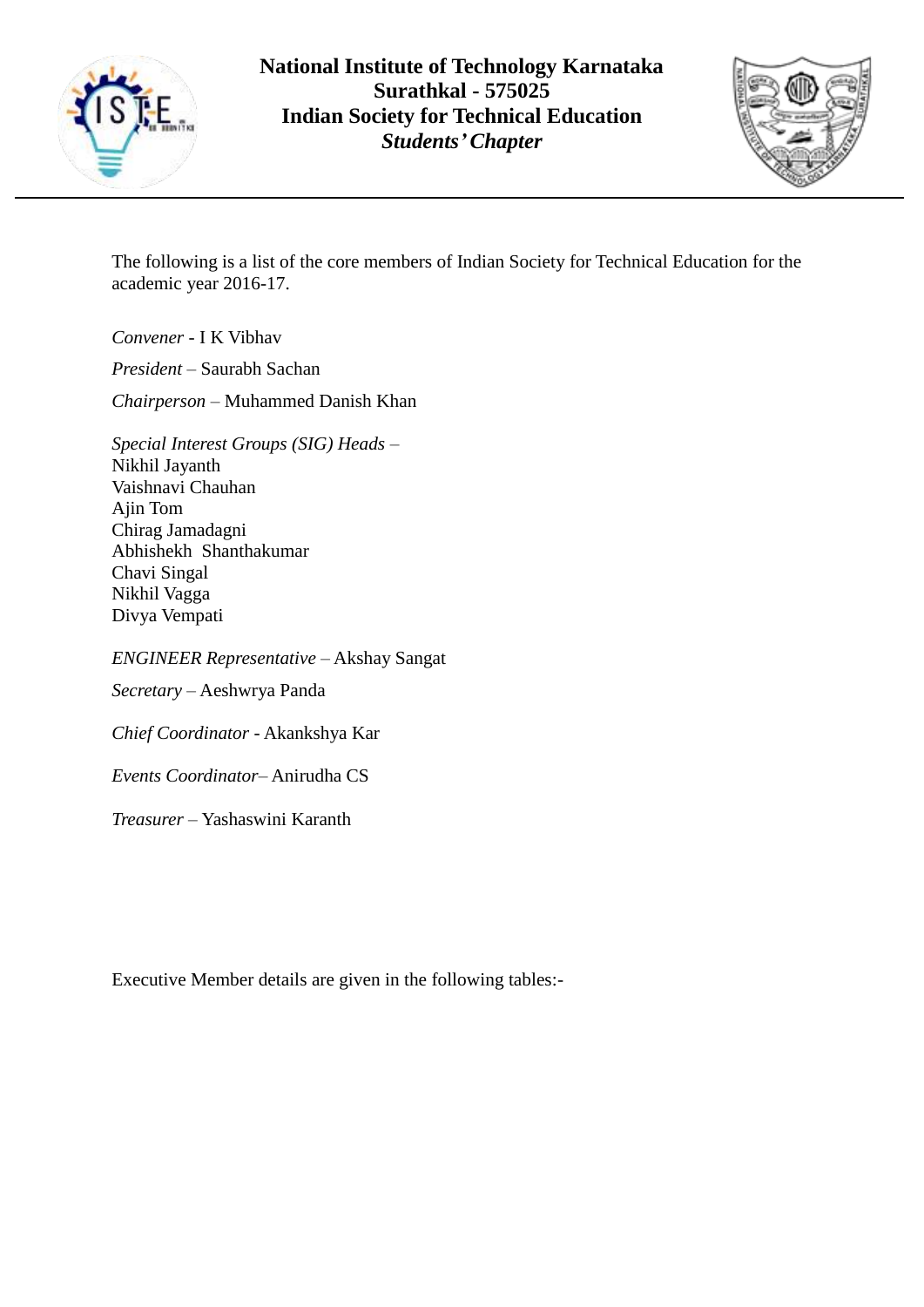# National Institute of Technology Karnataka
## Surathkal - 575025
## Indian Society for Technical Education
## *Students' Chapter*

The following is a list of the core members of Indian Society for Technical Education for the academic year 2016-17.

*Convener* - I K Vibhav

*President* – Saurabh Sachan

*Chairperson* – Muhammed Danish Khan

*Special Interest Groups (SIG) Heads* –
Nikhil Jayanth
Vaishnavi Chauhan
Ajin Tom
Chirag Jamadagni
Abhishekh Shanthakumar
Chavi Singal
Nikhil Vagga
Divya Vempati

*ENGINEER Representative* – Akshay Sangat

*Secretary* – Aeshwrya Panda

*Chief Coordinator* - Akankshya Kar

*Events Coordinator*– Anirudha CS

*Treasurer* – Yashaswini Karanth

Executive Member details are given in the following tables:-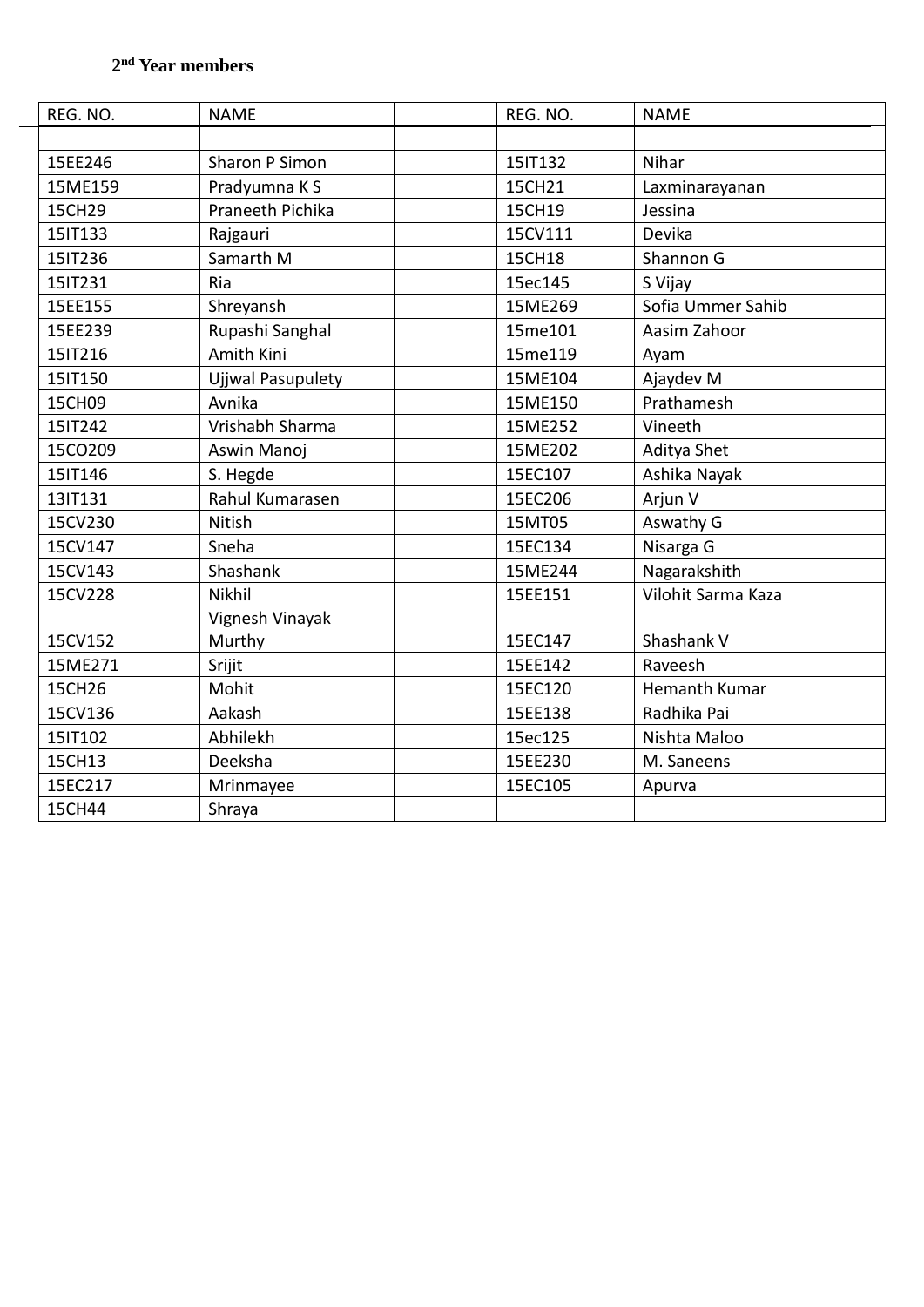**2[nd] Year members**

| REG. NO. | NAME | | REG. NO. | NAME |
|---|---|---|---|---|
| | | | | |
| 15EE246 | Sharon P Simon | | 15IT132 | Nihar |
| 15ME159 | Pradyumna K S | | 15CH21 | Laxminarayanan |
| 15CH29 | Praneeth Pichika | | 15CH19 | Jessina |
| 15IT133 | Rajgauri | | 15CV111 | Devika |
| 15IT236 | Samarth M | | 15CH18 | Shannon G |
| 15IT231 | Ria | | 15ec145 | S Vijay |
| 15EE155 | Shreyansh | | 15ME269 | Sofia Ummer Sahib |
| 15EE239 | Rupashi Sanghal | | 15me101 | Aasim Zahoor |
| 15IT216 | Amith Kini | | 15me119 | Ayam |
| 15IT150 | Ujjwal Pasupulety | | 15ME104 | Ajaydev M |
| 15CH09 | Avnika | | 15ME150 | Prathamesh |
| 15IT242 | Vrishabh Sharma | | 15ME252 | Vineeth |
| 15CO209 | Aswin Manoj | | 15ME202 | Aditya Shet |
| 15IT146 | S. Hegde | | 15EC107 | Ashika Nayak |
| 13IT131 | Rahul Kumarasen | | 15EC206 | Arjun V |
| 15CV230 | Nitish | | 15MT05 | Aswathy G |
| 15CV147 | Sneha | | 15EC134 | Nisarga G |
| 15CV143 | Shashank | | 15ME244 | Nagarakshith |
| 15CV228 | Nikhil | | 15EE151 | Vilohit Sarma Kaza |
| 15CV152 | Vignesh Vinayak Murthy | | 15EC147 | Shashank V |
| 15ME271 | Srijit | | 15EE142 | Raveesh |
| 15CH26 | Mohit | | 15EC120 | Hemanth Kumar |
| 15CV136 | Aakash | | 15EE138 | Radhika Pai |
| 15IT102 | Abhilekh | | 15ec125 | Nishta Maloo |
| 15CH13 | Deeksha | | 15EE230 | M. Saneens |
| 15EC217 | Mrinmayee | | 15EC105 | Apurva |
| 15CH44 | Shraya | | | |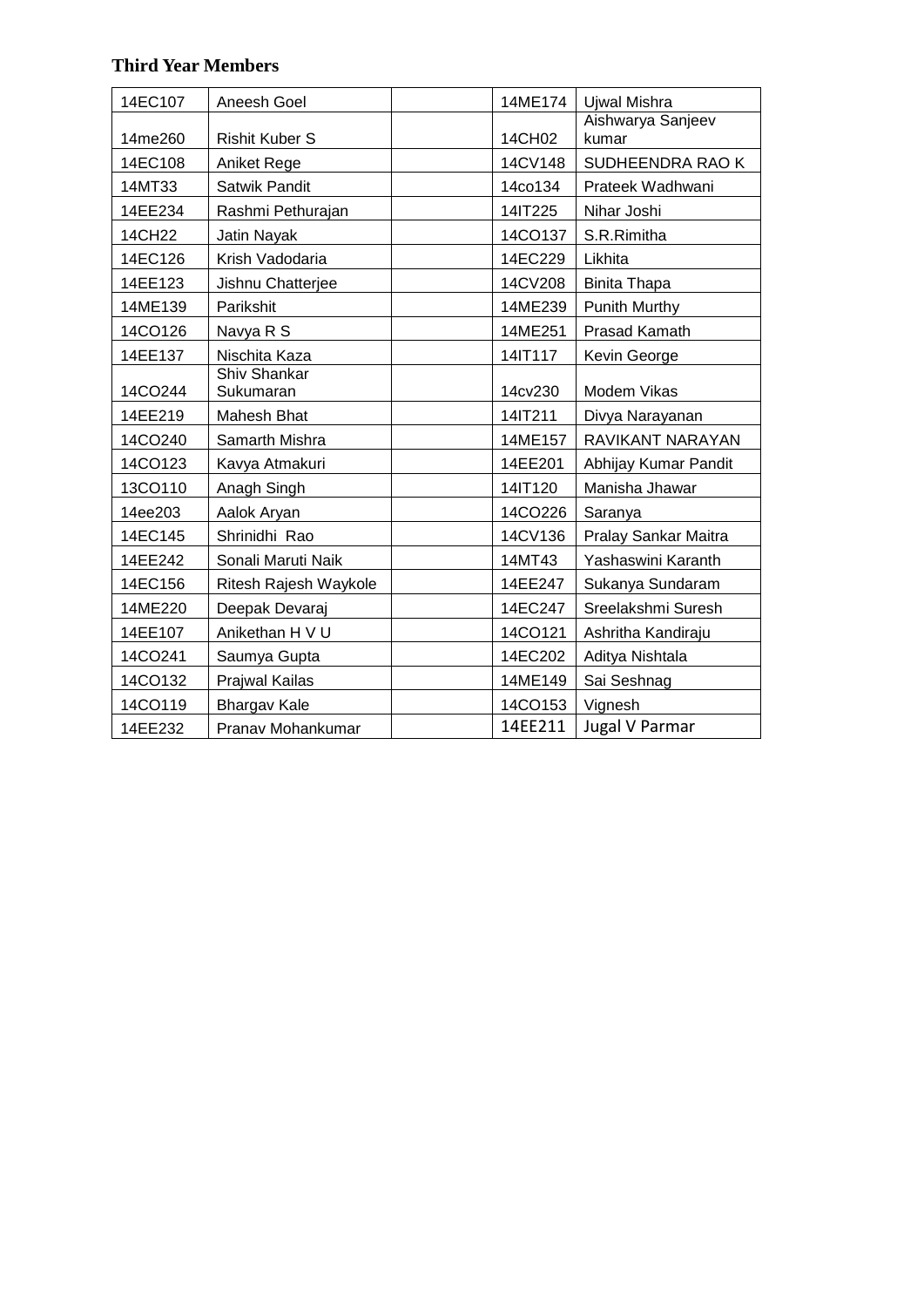**Third Year Members**

| | | | | |
|---|---|---|---|---|
| 14EC107 | Aneesh Goel | | 14ME174 | Ujwal Mishra |
| 14me260 | Rishit Kuber S | | 14CH02 | Aishwarya Sanjeev kumar |
| 14EC108 | Aniket Rege | | 14CV148 | SUDHEENDRA RAO K |
| 14MT33 | Satwik Pandit | | 14co134 | Prateek Wadhwani |
| 14EE234 | Rashmi Pethurajan | | 14IT225 | Nihar Joshi |
| 14CH22 | Jatin Nayak | | 14CO137 | S.R.Rimitha |
| 14EC126 | Krish Vadodaria | | 14EC229 | Likhita |
| 14EE123 | Jishnu Chatterjee | | 14CV208 | Binita Thapa |
| 14ME139 | Parikshit | | 14ME239 | Punith Murthy |
| 14CO126 | Navya R S | | 14ME251 | Prasad Kamath |
| 14EE137 | Nischita Kaza | | 14IT117 | Kevin George |
| 14CO244 | Shiv Shankar Sukumaran | | 14cv230 | Modem Vikas |
| 14EE219 | Mahesh Bhat | | 14IT211 | Divya Narayanan |
| 14CO240 | Samarth Mishra | | 14ME157 | RAVIKANT NARAYAN |
| 14CO123 | Kavya Atmakuri | | 14EE201 | Abhijay Kumar Pandit |
| 13CO110 | Anagh Singh | | 14IT120 | Manisha Jhawar |
| 14ee203 | Aalok Aryan | | 14CO226 | Saranya |
| 14EC145 | Shrinidhi Rao | | 14CV136 | Pralay Sankar Maitra |
| 14EE242 | Sonali Maruti Naik | | 14MT43 | Yashaswini Karanth |
| 14EC156 | Ritesh Rajesh Waykole | | 14EE247 | Sukanya Sundaram |
| 14ME220 | Deepak Devaraj | | 14EC247 | Sreelakshmi Suresh |
| 14EE107 | Anikethan H V U | | 14CO121 | Ashritha Kandiraju |
| 14CO241 | Saumya Gupta | | 14EC202 | Aditya Nishtala |
| 14CO132 | Prajwal Kailas | | 14ME149 | Sai Seshnag |
| 14CO119 | Bhargav Kale | | 14CO153 | Vignesh |
| 14EE232 | Pranav Mohankumar | | 14EE211 | Jugal V Parmar |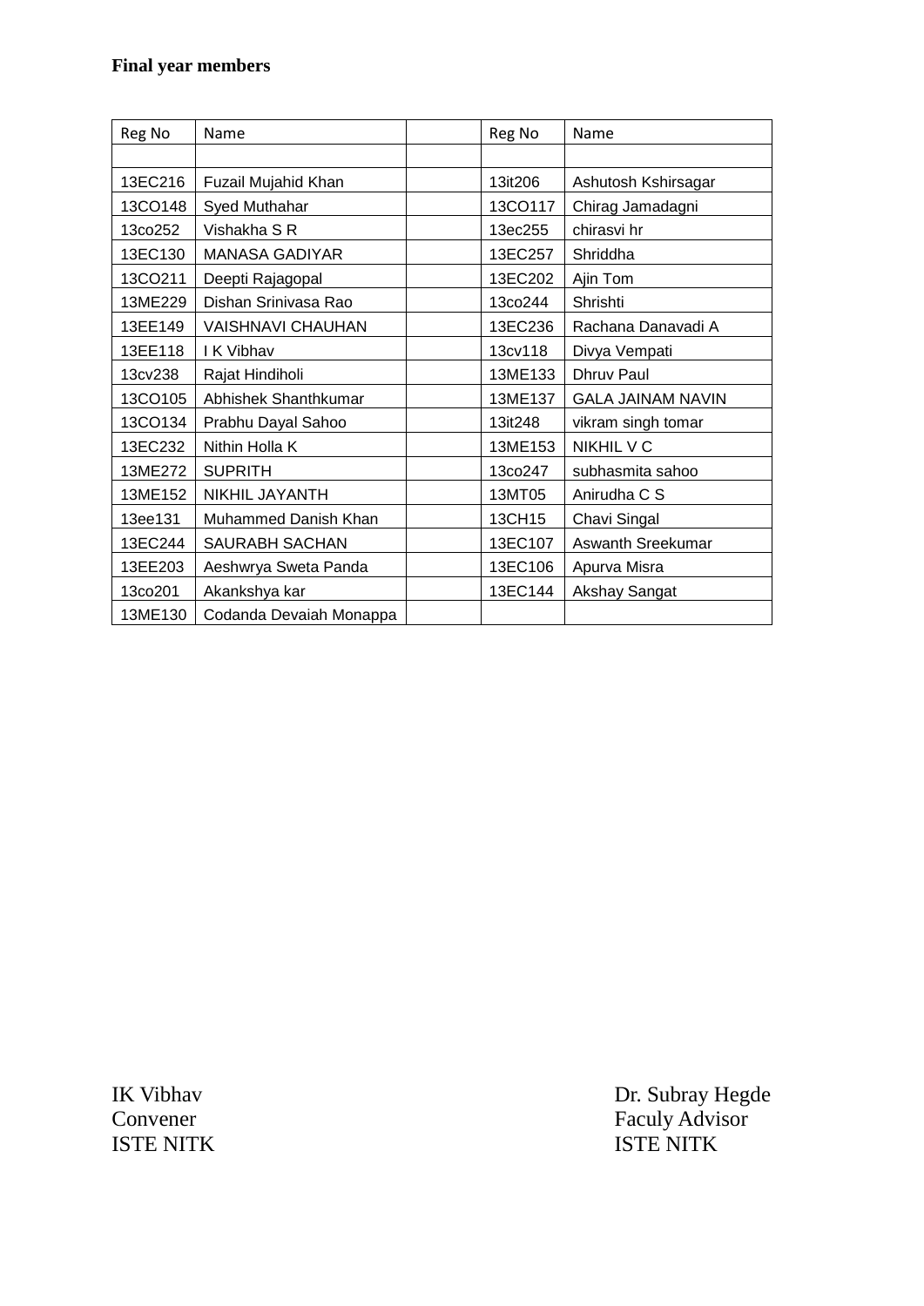**Final year members**

| Reg No | Name | | Reg No | Name |
|---|---|---|---|---|
| | | | | |
| 13EC216 | Fuzail Mujahid Khan | | 13it206 | Ashutosh Kshirsagar |
| 13CO148 | Syed Muthahar | | 13CO117 | Chirag Jamadagni |
| 13co252 | Vishakha S R | | 13ec255 | chirasvi hr |
| 13EC130 | MANASA GADIYAR | | 13EC257 | Shriddha |
| 13CO211 | Deepti Rajagopal | | 13EC202 | Ajin Tom |
| 13ME229 | Dishan Srinivasa Rao | | 13co244 | Shrishti |
| 13EE149 | VAISHNAVI CHAUHAN | | 13EC236 | Rachana Danavadi A |
| 13EE118 | I K Vibhav | | 13cv118 | Divya Vempati |
| 13cv238 | Rajat Hindiholi | | 13ME133 | Dhruv Paul |
| 13CO105 | Abhishek Shanthkumar | | 13ME137 | GALA JAINAM NAVIN |
| 13CO134 | Prabhu Dayal Sahoo | | 13it248 | vikram singh tomar |
| 13EC232 | Nithin Holla K | | 13ME153 | NIKHIL V C |
| 13ME272 | SUPRITH | | 13co247 | subhasmita sahoo |
| 13ME152 | NIKHIL JAYANTH | | 13MT05 | Anirudha C S |
| 13ee131 | Muhammed Danish Khan | | 13CH15 | Chavi Singal |
| 13EC244 | SAURABH SACHAN | | 13EC107 | Aswanth Sreekumar |
| 13EE203 | Aeshwrya Sweta Panda | | 13EC106 | Apurva Misra |
| 13co201 | Akankshya kar | | 13EC144 | Akshay Sangat |
| 13ME130 | Codanda Devaiah Monappa | | | |

IK Vibhav
Convener
ISTE NITK

Dr. Subray Hegde
Faculy Advisor
ISTE NITK